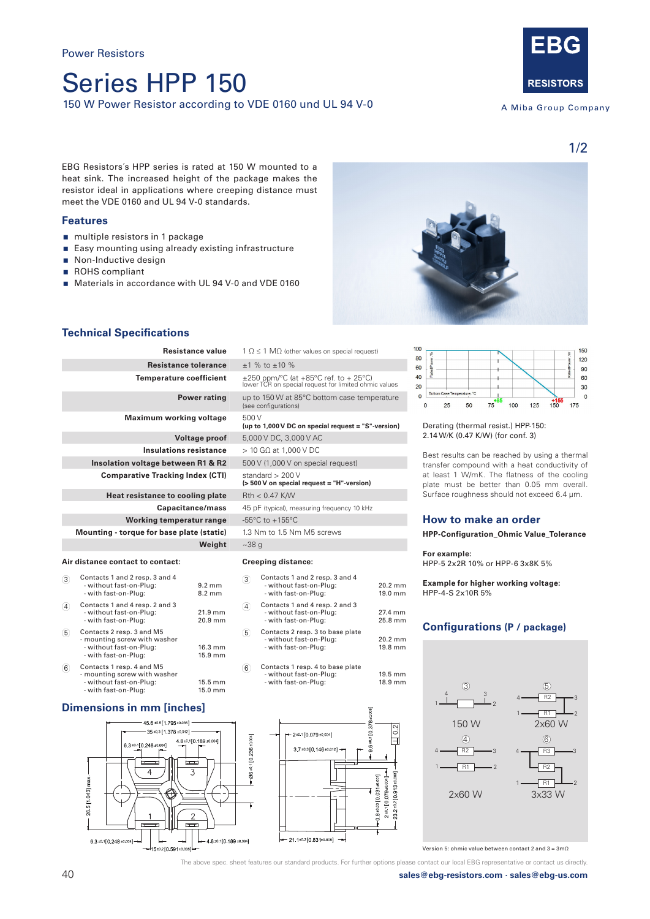Power Resistors

# Series HPP 150

150 W Power Resistor according to VDE 0160 und UL 94 V-0

EBG Resistors´s HPP series is rated at 150 W mounted to a heat sink. The increased height of the package makes the resistor ideal in applications where creeping distance must meet the VDE 0160 and UL 94 V-0 standards.

## Features

- multiple resistors in 1 package
- Easy mounting using already existing infrastructure
- Non-Inductive design
- ROHS compliant
- Materials in accordance with UL 94 V-0 and VDE 0160

## Technical Specifications

| | |
|---|---|
| **Resistance value** | 1 Ω ≤ 1 MΩ (other values on special request) |
| **Resistance tolerance** | ±1 % to ±10 % |
| **Temperature coefficient** | ±250 ppm/°C (at +85°C ref. to + 25°C) lower TCR on special request for limited ohmic values |
| **Power rating** | up to 150 W at 85°C bottom case temperature (see configurations) |
| **Maximum working voltage** | 500 V **(up to 1,000 V DC on special request = "S"-version)** |
| **Voltage proof** | 5,000 V DC, 3,000 V AC |
| **Insulations resistance** | > 10 GΩ at 1,000 V DC |
| **Insolation voltage between R1 & R2** | 500 V (1,000 V on special request) |
| **Comparative Tracking Index (CTI)** | standard > 200 V **(> 500 V on special request = "H"-version)** |
| **Heat resistance to cooling plate** | Rth < 0.47 K/W |
| **Capacitance/mass** | 45 pF (typical), measuring frequency 10 kHz |
| **Working temperatur range** | -55°C to +155°C |
| **Mounting - torque for base plate (static)** | 1.3 Nm to 1.5 Nm M5 screws |
| **Weight** | ~38 g |

**Air distance contact to contact:**

| | | |
|---|---|---|
| ③ | Contacts 1 and 2 resp. 3 and 4 - without fast-on-Plug: - with fast-on-Plug: | 9.2 mm 8.2 mm |
| ④ | Contacts 1 and 4 resp. 2 and 3 - without fast-on-Plug: - with fast-on-Plug: | 21.9 mm 20.9 mm |
| ⑤ | Contacts 2 resp. 3 and M5 - mounting screw with washer - without fast-on-Plug: - with fast-on-Plug: | 16.3 mm 15.9 mm |
| ⑥ | Contacts 1 resp. 4 and M5 - mounting screw with washer - without fast-on-Plug: - with fast-on-Plug: | 15.5 mm 15.0 mm |

**Creeping distance:**

| | | |
|---|---|---|
| ③ | Contacts 1 and 2 resp. 3 and 4 - without fast-on-Plug: - with fast-on-Plug: | 20.2 mm 19.0 mm |
| ④ | Contacts 1 and 4 resp. 2 and 3 - without fast-on-Plug: - with fast-on-Plug: | 27.4 mm 25.8 mm |
| ⑤ | Contacts 2 resp. 3 to base plate - without fast-on-Plug: - with fast-on-Plug: | 20.2 mm 19.8 mm |
| ⑥ | Contacts 1 resp. 4 to base plate - without fast-on-Plug: - with fast-on-Plug: | 19.5 mm 18.9 mm |

Derating (thermal resist.) HPP-150:
2.14 W/K (0.47 K/W) (for conf. 3)

Best results can be reached by using a thermal transfer compound with a heat conductivity of at least 1 W/mK. The flatness of the cooling plate must be better than 0.05 mm overall. Surface roughness should not exceed 6.4 µm.

## How to make an order

**HPP-Configuration_Ohmic Value_Tolerance**

**For example:**
HPP-5 2x2R 10% or HPP-6 3x8K 5%

**Example for higher working voltage:**
HPP-4-S 2x10R 5%

## Configurations (P / package)

③ 150 W — ⑤ 2x60 W — ④ 2x60 W — ⑥ 3x33 W

Version 5: ohmic value between contact 2 and 3 = 3mΩ

## Dimensions in mm [inches]

The above spec. sheet features our standard products. For further options please contact our local EBG representative or contact us directly.

sales@ebg-resistors.com · sales@ebg-us.com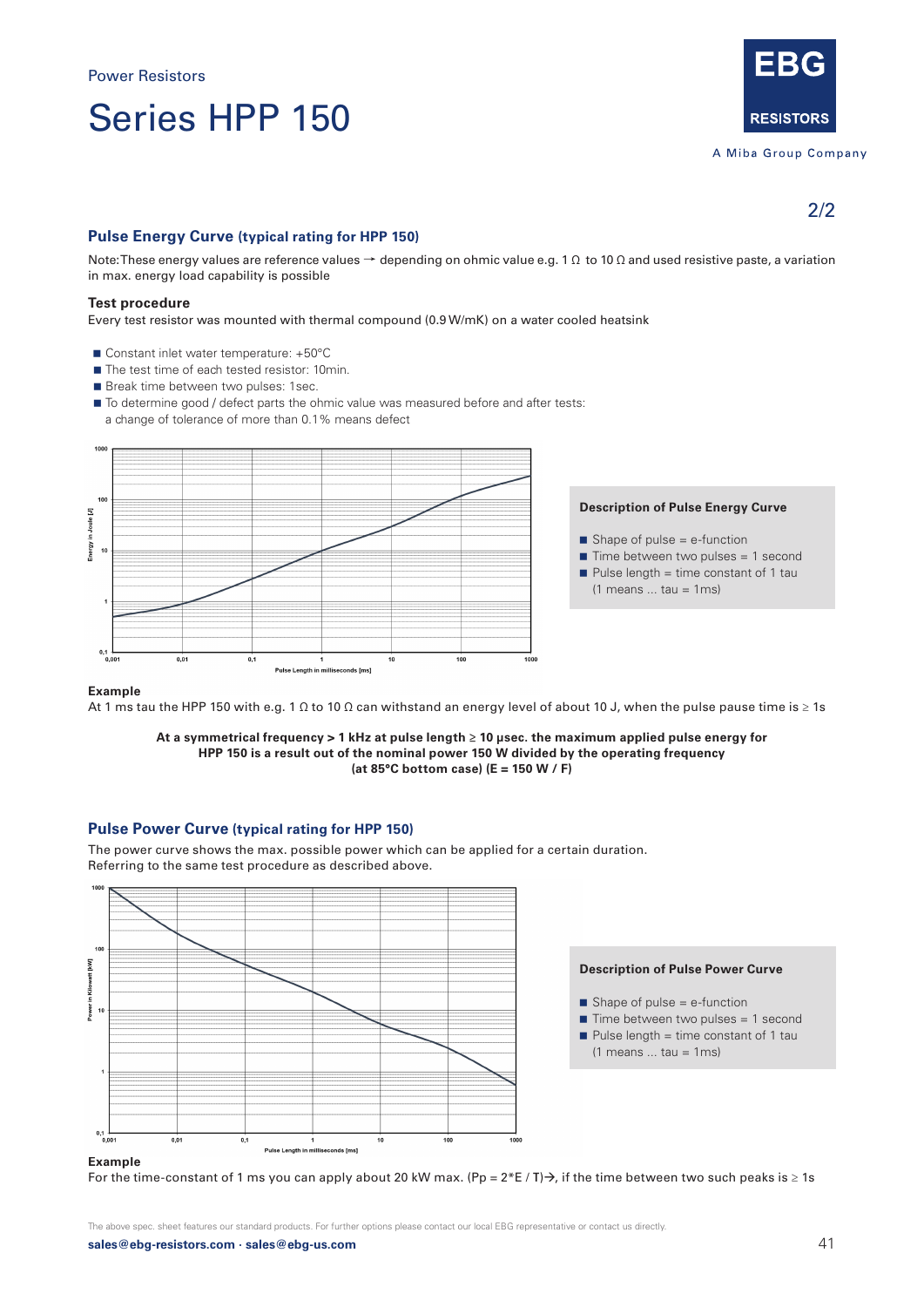Power Resistors

# Series HPP 150

EBG RESISTORS

A Miba Group Company

## Pulse Energy Curve (typical rating for HPP 150)

Note: These energy values are reference values → depending on ohmic value e.g. 1 Ω to 10 Ω and used resistive paste, a variation in max. energy load capability is possible

### Test procedure

Every test resistor was mounted with thermal compound (0.9 W/mK) on a water cooled heatsink

- Constant inlet water temperature: +50°C
- The test time of each tested resistor: 10min.
- Break time between two pulses: 1sec.
- To determine good / defect parts the ohmic value was measured before and after tests: a change of tolerance of more than 0.1% means defect

1000
100
10
1
0,1
Energy in Joule [J]
0,001
0,01
0,1
1
10
100
1000
Pulse Length in milliseconds [ms]

**Description of Pulse Energy Curve**

- Shape of pulse = e-function
- Time between two pulses = 1 second
- Pulse length = time constant of 1 tau (1 means ... tau = 1ms)

**Example**

At 1 ms tau the HPP 150 with e.g. 1 Ω to 10 Ω can withstand an energy level of about 10 J, when the pulse pause time is ≥ 1s

**At a symmetrical frequency > 1 kHz at pulse length ≥ 10 µsec. the maximum applied pulse energy for HPP 150 is a result out of the nominal power 150 W divided by the operating frequency (at 85°C bottom case) (E = 150 W / F)**

## Pulse Power Curve (typical rating for HPP 150)

The power curve shows the max. possible power which can be applied for a certain duration.
Referring to the same test procedure as described above.

1000
100
10
1
0,1
Power in Kilowatt [kW]
0,001
0,01
0,1
1
10
100
1000
Pulse Length in milliseconds [ms]

**Description of Pulse Power Curve**

- Shape of pulse = e-function
- Time between two pulses = 1 second
- Pulse length = time constant of 1 tau (1 means ... tau = 1ms)

**Example**

For the time-constant of 1 ms you can apply about 20 kW max. ($P_p = 2*E / T$)→, if the time between two such peaks is ≥ 1s

The above spec. sheet features our standard products. For further options please contact our local EBG representative or contact us directly.

**sales@ebg-resistors.com · sales@ebg-us.com**